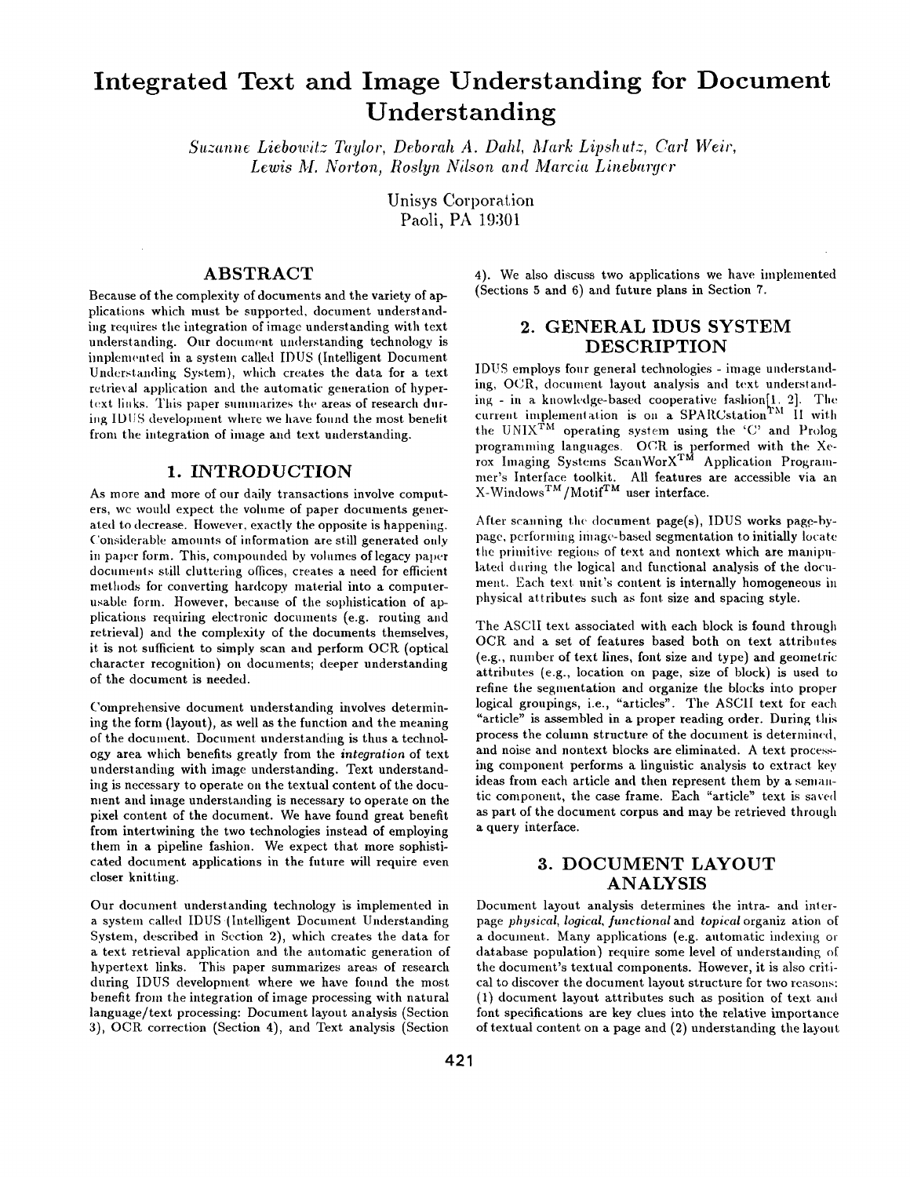# Integrated Text and Image Understanding for Document Understanding

*Suzanne Liebowitz Taylor, Deborah A. Dahl, Mark Lipshutz, Carl Weir, Lewis M. Norton, Roslyn Nilson and Marcia Linebarger*

Unisys Corporation
Paoli, PA 19301

## ABSTRACT

Because of the complexity of documents and the variety of applications which must be supported, document understanding requires the integration of image understanding with text understanding. Our document understanding technology is implemented in a system called IDUS (Intelligent Document Understanding System), which creates the data for a text retrieval application and the automatic generation of hypertext links. This paper summarizes the areas of research during IDUS development where we have found the most benefit from the integration of image and text understanding.

## 1. INTRODUCTION

As more and more of our daily transactions involve computers, we would expect the volume of paper documents generated to decrease. However, exactly the opposite is happening. Considerable amounts of information are still generated only in paper form. This, compounded by volumes of legacy paper documents still cluttering offices, creates a need for efficient methods for converting hardcopy material into a computer-usable form. However, because of the sophistication of applications requiring electronic documents (e.g. routing and retrieval) and the complexity of the documents themselves, it is not sufficient to simply scan and perform OCR (optical character recognition) on documents; deeper understanding of the document is needed.

Comprehensive document understanding involves determining the form (layout), as well as the function and the meaning of the document. Document understanding is thus a technology area which benefits greatly from the *integration* of text understanding with image understanding. Text understanding is necessary to operate on the textual content of the document and image understanding is necessary to operate on the pixel content of the document. We have found great benefit from intertwining the two technologies instead of employing them in a pipeline fashion. We expect that more sophisticated document applications in the future will require even closer knitting.

Our document understanding technology is implemented in a system called IDUS (Intelligent Document Understanding System, described in Section 2), which creates the data for a text retrieval application and the automatic generation of hypertext links. This paper summarizes areas of research during IDUS development where we have found the most benefit from the integration of image processing with natural language/text processing: Document layout analysis (Section 3), OCR correction (Section 4), and Text analysis (Section 4). We also discuss two applications we have implemented (Sections 5 and 6) and future plans in Section 7.

## 2. GENERAL IDUS SYSTEM DESCRIPTION

IDUS employs four general technologies - image understanding, OCR, document layout analysis and text understanding - in a knowledge-based cooperative fashion[1, 2]. The current implementation is on a SPARCstation™ II with the UNIX™ operating system using the 'C' and Prolog programming languages. OCR is performed with the Xerox Imaging Systems ScanWorX™ Application Programmer's Interface toolkit. All features are accessible via an X-Windows™/Motif™ user interface.

After scanning the document page(s), IDUS works page-by-page, performing image-based segmentation to initially locate the primitive regions of text and nontext which are manipulated during the logical and functional analysis of the document. Each text unit's content is internally homogeneous in physical attributes such as font size and spacing style.

The ASCII text associated with each block is found through OCR and a set of features based both on text attributes (e.g., number of text lines, font size and type) and geometric attributes (e.g., location on page, size of block) is used to refine the segmentation and organize the blocks into proper logical groupings, i.e., "articles". The ASCII text for each "article" is assembled in a proper reading order. During this process the column structure of the document is determined, and noise and nontext blocks are eliminated. A text processing component performs a linguistic analysis to extract key ideas from each article and then represent them by a semantic component, the case frame. Each "article" text is saved as part of the document corpus and may be retrieved through a query interface.

## 3. DOCUMENT LAYOUT ANALYSIS

Document layout analysis determines the intra- and inter-page *physical*, *logical*, *functional* and *topical* organization of a document. Many applications (e.g. automatic indexing or database population) require some level of understanding of the document's textual components. However, it is also critical to discover the document layout structure for two reasons: (1) document layout attributes such as position of text and font specifications are key clues into the relative importance of textual content on a page and (2) understanding the layout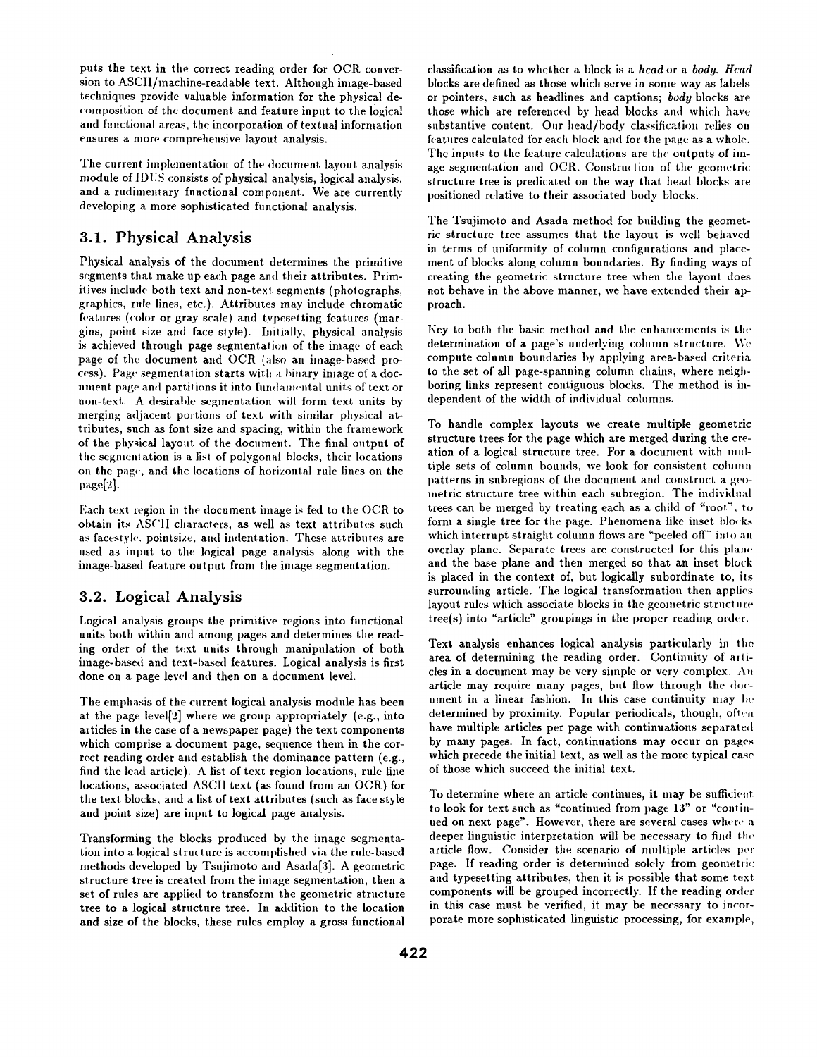puts the text in the correct reading order for OCR conversion to ASCII/machine-readable text. Although image-based techniques provide valuable information for the physical decomposition of the document and feature input to the logical and functional areas, the incorporation of textual information ensures a more comprehensive layout analysis.

The current implementation of the document layout analysis module of IDUS consists of physical analysis, logical analysis, and a rudimentary functional component. We are currently developing a more sophisticated functional analysis.

## 3.1. Physical Analysis

Physical analysis of the document determines the primitive segments that make up each page and their attributes. Primitives include both text and non-text segments (photographs, graphics, rule lines, etc.). Attributes may include chromatic features (color or gray scale) and typesetting features (margins, point size and face style). Initially, physical analysis is achieved through page segmentation of the image of each page of the document and OCR (also an image-based process). Page segmentation starts with a binary image of a document page and partitions it into fundamental units of text or non-text. A desirable segmentation will form text units by merging adjacent portions of text with similar physical attributes, such as font size and spacing, within the framework of the physical layout of the document. The final output of the segmentation is a list of polygonal blocks, their locations on the page, and the locations of horizontal rule lines on the page[2].

Each text region in the document image is fed to the OCR to obtain its ASCII characters, as well as text attributes such as facestyle, pointsize, and indentation. These attributes are used as input to the logical page analysis along with the image-based feature output from the image segmentation.

## 3.2. Logical Analysis

Logical analysis groups the primitive regions into functional units both within and among pages and determines the reading order of the text units through manipulation of both image-based and text-based features. Logical analysis is first done on a page level and then on a document level.

The emphasis of the current logical analysis module has been at the page level[2] where we group appropriately (e.g., into articles in the case of a newspaper page) the text components which comprise a document page, sequence them in the correct reading order and establish the dominance pattern (e.g., find the lead article). A list of text region locations, rule line locations, associated ASCII text (as found from an OCR) for the text blocks, and a list of text attributes (such as face style and point size) are input to logical page analysis.

Transforming the blocks produced by the image segmentation into a logical structure is accomplished via the rule-based methods developed by Tsujimoto and Asada[3]. A geometric structure tree is created from the image segmentation, then a set of rules are applied to transform the geometric structure tree to a logical structure tree. In addition to the location and size of the blocks, these rules employ a gross functional classification as to whether a block is a *head* or a *body*. *Head* blocks are defined as those which serve in some way as labels or pointers, such as headlines and captions; *body* blocks are those which are referenced by head blocks and which have substantive content. Our head/body classification relies on features calculated for each block and for the page as a whole. The inputs to the feature calculations are the outputs of image segmentation and OCR. Construction of the geometric structure tree is predicated on the way that head blocks are positioned relative to their associated body blocks.

The Tsujimoto and Asada method for building the geometric structure tree assumes that the layout is well behaved in terms of uniformity of column configurations and placement of blocks along column boundaries. By finding ways of creating the geometric structure tree when the layout does not behave in the above manner, we have extended their approach.

Key to both the basic method and the enhancements is the determination of a page's underlying column structure. We compute column boundaries by applying area-based criteria to the set of all page-spanning column chains, where neighboring links represent contiguous blocks. The method is independent of the width of individual columns.

To handle complex layouts we create multiple geometric structure trees for the page which are merged during the creation of a logical structure tree. For a document with multiple sets of column bounds, we look for consistent column patterns in subregions of the document and construct a geometric structure tree within each subregion. The individual trees can be merged by treating each as a child of "root", to form a single tree for the page. Phenomena like inset blocks which interrupt straight column flows are "peeled off" into an overlay plane. Separate trees are constructed for this plane and the base plane and then merged so that an inset block is placed in the context of, but logically subordinate to, its surrounding article. The logical transformation then applies layout rules which associate blocks in the geometric structure tree(s) into "article" groupings in the proper reading order.

Text analysis enhances logical analysis particularly in the area of determining the reading order. Continuity of articles in a document may be very simple or very complex. An article may require many pages, but flow through the document in a linear fashion. In this case continuity may be determined by proximity. Popular periodicals, though, often have multiple articles per page with continuations separated by many pages. In fact, continuations may occur on pages which precede the initial text, as well as the more typical case of those which succeed the initial text.

To determine where an article continues, it may be sufficient to look for text such as "continued from page 13" or "continued on next page". However, there are several cases where a deeper linguistic interpretation will be necessary to find the article flow. Consider the scenario of multiple articles per page. If reading order is determined solely from geometric and typesetting attributes, then it is possible that some text components will be grouped incorrectly. If the reading order in this case must be verified, it may be necessary to incorporate more sophisticated linguistic processing, for example,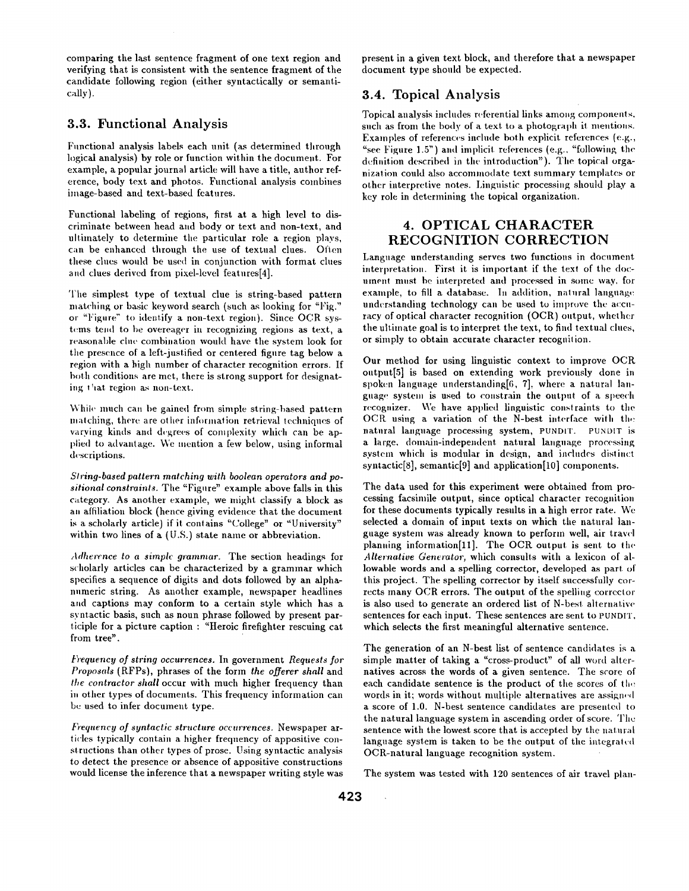comparing the last sentence fragment of one text region and verifying that is consistent with the sentence fragment of the candidate following region (either syntactically or semantically).

### 3.3. Functional Analysis

Functional analysis labels each unit (as determined through logical analysis) by role or function within the document. For example, a popular journal article will have a title, author reference, body text and photos. Functional analysis combines image-based and text-based features.

Functional labeling of regions, first at a high level to discriminate between head and body or text and non-text, and ultimately to determine the particular role a region plays, can be enhanced through the use of textual clues. Often these clues would be used in conjunction with format clues and clues derived from pixel-level features[4].

The simplest type of textual clue is string-based pattern matching or basic keyword search (such as looking for "Fig." or "Figure" to identify a non-text region). Since OCR systems tend to be overeager in recognizing regions as text, a reasonable clue combination would have the system look for the presence of a left-justified or centered figure tag below a region with a high number of character recognition errors. If both conditions are met, there is strong support for designating that region as non-text.

While much can be gained from simple string-based pattern matching, there are other information retrieval techniques of varying kinds and degrees of complexity which can be applied to advantage. We mention a few below, using informal descriptions.

*String-based pattern matching with boolean operators and positional constraints.* The "Figure" example above falls in this category. As another example, we might classify a block as an affiliation block (hence giving evidence that the document is a scholarly article) if it contains "College" or "University" within two lines of a (U.S.) state name or abbreviation.

*Adherence to a simple grammar.* The section headings for scholarly articles can be characterized by a grammar which specifies a sequence of digits and dots followed by an alphanumeric string. As another example, newspaper headlines and captions may conform to a certain style which has a syntactic basis, such as noun phrase followed by present participle for a picture caption : "Heroic firefighter rescuing cat from tree".

*Frequency of string occurrences.* In government *Requests for Proposals* (RFPs), phrases of the form *the offerer shall* and *the contractor shall* occur with much higher frequency than in other types of documents. This frequency information can be used to infer document type.

*Frequency of syntactic structure occurrences.* Newspaper articles typically contain a higher frequency of appositive constructions than other types of prose. Using syntactic analysis to detect the presence or absence of appositive constructions would license the inference that a newspaper writing style was present in a given text block, and therefore that a newspaper document type should be expected.

### 3.4. Topical Analysis

Topical analysis includes referential links among components, such as from the body of a text to a photograph it mentions. Examples of references include both explicit references (e.g., "see Figure 1.5") and implicit references (e.g., "following the definition described in the introduction"). The topical organization could also accommodate text summary templates or other interpretive notes. Linguistic processing should play a key role in determining the topical organization.

## 4. OPTICAL CHARACTER RECOGNITION CORRECTION

Language understanding serves two functions in document interpretation. First it is important if the text of the document must be interpreted and processed in some way, for example, to fill a database. In addition, natural language understanding technology can be used to improve the accuracy of optical character recognition (OCR) output, whether the ultimate goal is to interpret the text, to find textual clues, or simply to obtain accurate character recognition.

Our method for using linguistic context to improve OCR output[5] is based on extending work previously done in spoken language understanding[6, 7], where a natural language system is used to constrain the output of a speech recognizer. We have applied linguistic constraints to the OCR using a variation of the N-best interface with the natural language processing system, PUNDIT. PUNDIT is a large, domain-independent natural language processing system which is modular in design, and includes distinct syntactic[8], semantic[9] and application[10] components.

The data used for this experiment were obtained from processing facsimile output, since optical character recognition for these documents typically results in a high error rate. We selected a domain of input texts on which the natural language system was already known to perform well, air travel planning information[11]. The OCR output is sent to the *Alternative Generator,* which consults with a lexicon of allowable words and a spelling corrector, developed as part of this project. The spelling corrector by itself successfully corrects many OCR errors. The output of the spelling corrector is also used to generate an ordered list of N-best alternative sentences for each input. These sentences are sent to PUNDIT, which selects the first meaningful alternative sentence.

The generation of an N-best list of sentence candidates is a simple matter of taking a "cross-product" of all word alternatives across the words of a given sentence. The score of each candidate sentence is the product of the scores of the words in it; words without multiple alternatives are assigned a score of 1.0. N-best sentence candidates are presented to the natural language system in ascending order of score. The sentence with the lowest score that is accepted by the natural language system is taken to be the output of the integrated OCR-natural language recognition system.

The system was tested with 120 sentences of air travel plan-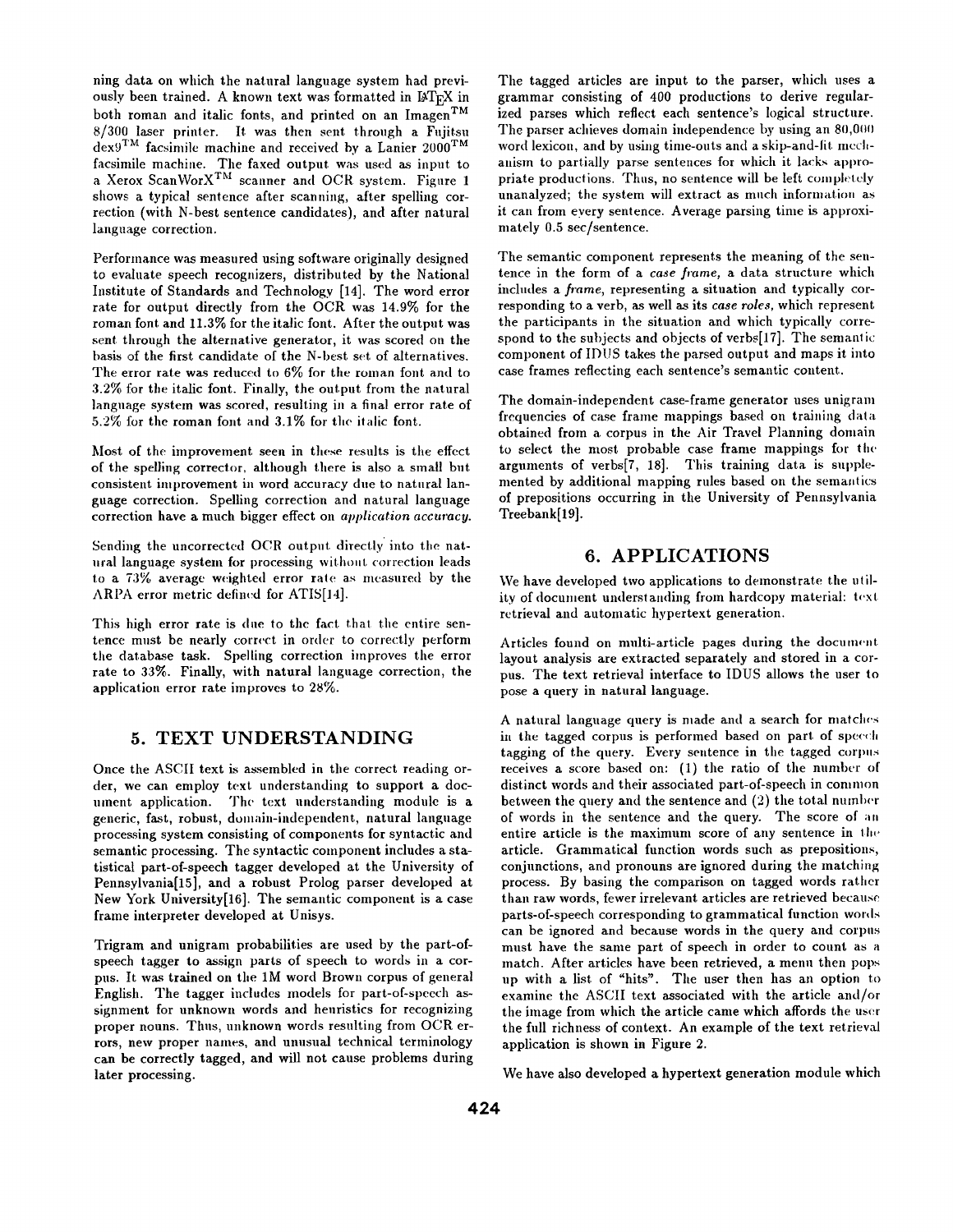ning data on which the natural language system had previously been trained. A known text was formatted in LaTeX in both roman and italic fonts, and printed on an Imagen™ 8/300 laser printer. It was then sent through a Fujitsu dex9™ facsimile machine and received by a Lanier 2000™ facsimile machine. The faxed output was used as input to a Xerox ScanWorX™ scanner and OCR system. Figure 1 shows a typical sentence after scanning, after spelling correction (with N-best sentence candidates), and after natural language correction.

Performance was measured using software originally designed to evaluate speech recognizers, distributed by the National Institute of Standards and Technology [14]. The word error rate for output directly from the OCR was 14.9% for the roman font and 11.3% for the italic font. After the output was sent through the alternative generator, it was scored on the basis of the first candidate of the N-best set of alternatives. The error rate was reduced to 6% for the roman font and to 3.2% for the italic font. Finally, the output from the natural language system was scored, resulting in a final error rate of 5.2% for the roman font and 3.1% for the italic font.

Most of the improvement seen in these results is the effect of the spelling corrector, although there is also a small but consistent improvement in word accuracy due to natural language correction. Spelling correction and natural language correction have a much bigger effect on *application accuracy*.

Sending the uncorrected OCR output directly into the natural language system for processing without correction leads to a 73% average weighted error rate as measured by the ARPA error metric defined for ATIS[14].

This high error rate is due to the fact that the entire sentence must be nearly correct in order to correctly perform the database task. Spelling correction improves the error rate to 33%. Finally, with natural language correction, the application error rate improves to 28%.

## 5. TEXT UNDERSTANDING

Once the ASCII text is assembled in the correct reading order, we can employ text understanding to support a document application. The text understanding module is a generic, fast, robust, domain-independent, natural language processing system consisting of components for syntactic and semantic processing. The syntactic component includes a statistical part-of-speech tagger developed at the University of Pennsylvania[15], and a robust Prolog parser developed at New York University[16]. The semantic component is a case frame interpreter developed at Unisys.

Trigram and unigram probabilities are used by the part-of-speech tagger to assign parts of speech to words in a corpus. It was trained on the 1M word Brown corpus of general English. The tagger includes models for part-of-speech assignment for unknown words and heuristics for recognizing proper nouns. Thus, unknown words resulting from OCR errors, new proper names, and unusual technical terminology can be correctly tagged, and will not cause problems during later processing.

The tagged articles are input to the parser, which uses a grammar consisting of 400 productions to derive regularized parses which reflect each sentence's logical structure. The parser achieves domain independence by using an 80,000 word lexicon, and by using time-outs and a skip-and-fit mechanism to partially parse sentences for which it lacks appropriate productions. Thus, no sentence will be left completely unanalyzed; the system will extract as much information as it can from every sentence. Average parsing time is approximately 0.5 sec/sentence.

The semantic component represents the meaning of the sentence in the form of a *case frame,* a data structure which includes a *frame,* representing a situation and typically corresponding to a verb, as well as its *case roles,* which represent the participants in the situation and which typically correspond to the subjects and objects of verbs[17]. The semantic component of IDUS takes the parsed output and maps it into case frames reflecting each sentence's semantic content.

The domain-independent case-frame generator uses unigram frequencies of case frame mappings based on training data obtained from a corpus in the Air Travel Planning domain to select the most probable case frame mappings for the arguments of verbs[7, 18]. This training data is supplemented by additional mapping rules based on the semantics of prepositions occurring in the University of Pennsylvania Treebank[19].

## 6. APPLICATIONS

We have developed two applications to demonstrate the utility of document understanding from hardcopy material: text retrieval and automatic hypertext generation.

Articles found on multi-article pages during the document layout analysis are extracted separately and stored in a corpus. The text retrieval interface to IDUS allows the user to pose a query in natural language.

A natural language query is made and a search for matches in the tagged corpus is performed based on part of speech tagging of the query. Every sentence in the tagged corpus receives a score based on: (1) the ratio of the number of distinct words and their associated part-of-speech in common between the query and the sentence and (2) the total number of words in the sentence and the query. The score of an entire article is the maximum score of any sentence in the article. Grammatical function words such as prepositions, conjunctions, and pronouns are ignored during the matching process. By basing the comparison on tagged words rather than raw words, fewer irrelevant articles are retrieved because parts-of-speech corresponding to grammatical function words can be ignored and because words in the query and corpus must have the same part of speech in order to count as a match. After articles have been retrieved, a menu then pops up with a list of "hits". The user then has an option to examine the ASCII text associated with the article and/or the image from which the article came which affords the user the full richness of context. An example of the text retrieval application is shown in Figure 2.

We have also developed a hypertext generation module which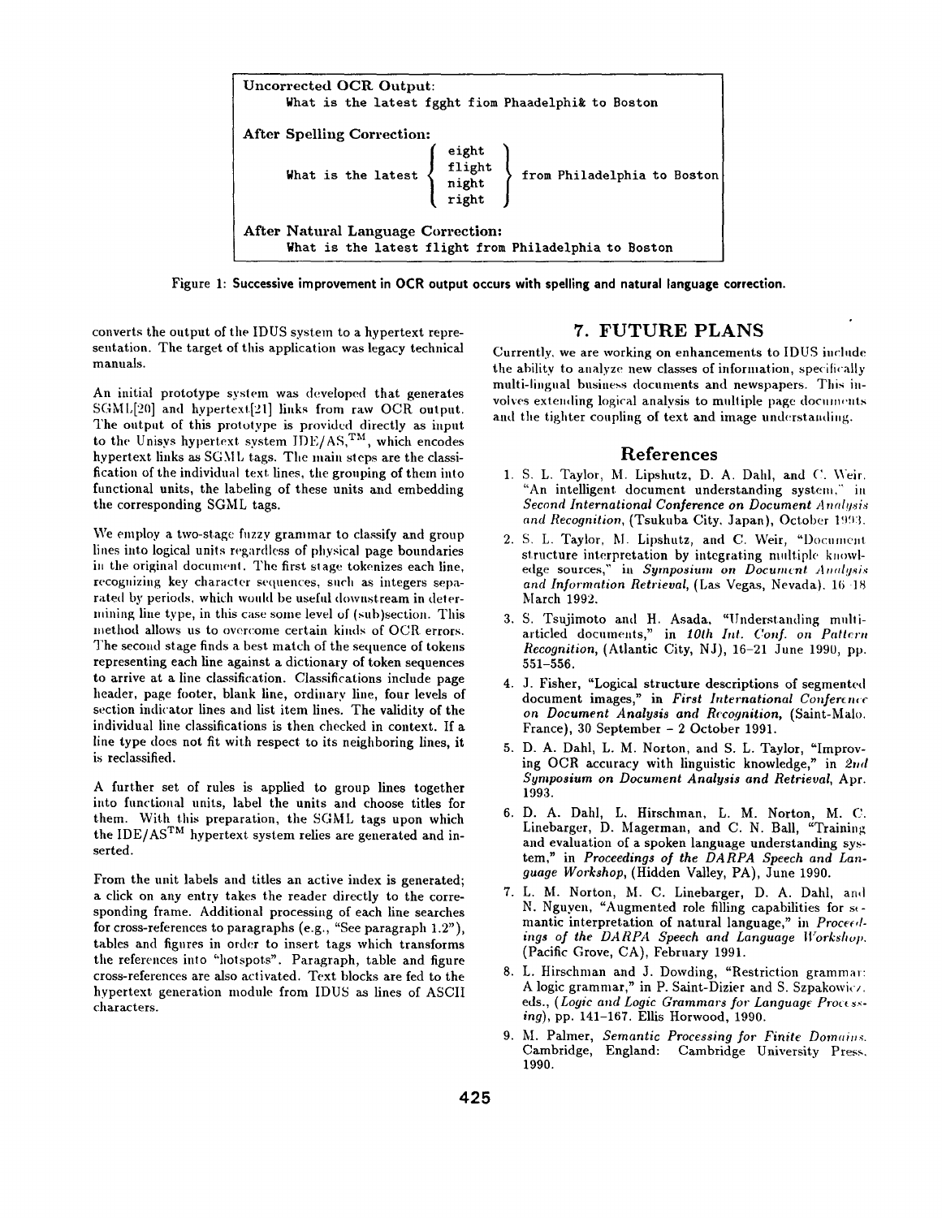**Uncorrected OCR Output:**

```
What is the latest fgght fiom Phaadelphi& to Boston
```

**After Spelling Correction:**

```
                    { eight  }
What is the latest  { flight } from Philadelphia to Boston
                    { night  }
                    { right  }
```

**After Natural Language Correction:**

```
What is the latest flight from Philadelphia to Boston
```

Figure 1: Successive improvement in OCR output occurs with spelling and natural language correction.

converts the output of the IDUS system to a hypertext representation. The target of this application was legacy technical manuals.

An initial prototype system was developed that generates SGML[20] and hypertext[21] links from raw OCR output. The output of this prototype is provided directly as input to the Unisys hypertext system IDE/AS,™, which encodes hypertext links as SGML tags. The main steps are the classification of the individual text lines, the grouping of them into functional units, the labeling of these units and embedding the corresponding SGML tags.

We employ a two-stage fuzzy grammar to classify and group lines into logical units regardless of physical page boundaries in the original document. The first stage tokenizes each line, recognizing key character sequences, such as integers separated by periods, which would be useful downstream in determining line type, in this case some level of (sub)section. This method allows us to overcome certain kinds of OCR errors. The second stage finds a best match of the sequence of tokens representing each line against a dictionary of token sequences to arrive at a line classification. Classifications include page header, page footer, blank line, ordinary line, four levels of section indicator lines and list item lines. The validity of the individual line classifications is then checked in context. If a line type does not fit with respect to its neighboring lines, it is reclassified.

A further set of rules is applied to group lines together into functional units, label the units and choose titles for them. With this preparation, the SGML tags upon which the IDE/AS™ hypertext system relies are generated and inserted.

From the unit labels and titles an active index is generated; a click on any entry takes the reader directly to the corresponding frame. Additional processing of each line searches for cross-references to paragraphs (e.g., "See paragraph 1.2"), tables and figures in order to insert tags which transforms the references into "hotspots". Paragraph, table and figure cross-references are also activated. Text blocks are fed to the hypertext generation module from IDUS as lines of ASCII characters.

# 7. FUTURE PLANS

Currently, we are working on enhancements to IDUS include the ability to analyze new classes of information, specifically multi-lingual business documents and newspapers. This involves extending logical analysis to multiple page documents and the tighter coupling of text and image understanding.

## References

1. S. L. Taylor, M. Lipshutz, D. A. Dahl, and C. Weir, "An intelligent document understanding system," in *Second International Conference on Document Analysis and Recognition*, (Tsukuba City, Japan), October 1993.
2. S. L. Taylor, M. Lipshutz, and C. Weir, "Document structure interpretation by integrating multiple knowledge sources," in *Symposium on Document Analysis and Information Retrieval*, (Las Vegas, Nevada), 16–18 March 1992.
3. S. Tsujimoto and H. Asada, "Understanding multi-articled documents," in *10th Int. Conf. on Pattern Recognition*, (Atlantic City, NJ), 16–21 June 1990, pp. 551-556.
4. J. Fisher, "Logical structure descriptions of segmented document images," in *First International Conference on Document Analysis and Recognition*, (Saint-Malo, France), 30 September – 2 October 1991.
5. D. A. Dahl, L. M. Norton, and S. L. Taylor, "Improving OCR accuracy with linguistic knowledge," in *2nd Symposium on Document Analysis and Retrieval*, Apr. 1993.
6. D. A. Dahl, L. Hirschman, L. M. Norton, M. C. Linebarger, D. Magerman, and C. N. Ball, "Training and evaluation of a spoken language understanding system," in *Proceedings of the DARPA Speech and Language Workshop*, (Hidden Valley, PA), June 1990.
7. L. M. Norton, M. C. Linebarger, D. A. Dahl, and N. Nguyen, "Augmented role filling capabilities for semantic interpretation of natural language," in *Proceedings of the DARPA Speech and Language Workshop*, (Pacific Grove, CA), February 1991.
8. L. Hirschman and J. Dowding, "Restriction grammar: A logic grammar," in P. Saint-Dizier and S. Szpakowicz, eds., (*Logic and Logic Grammars for Language Processing*), pp. 141-167. Ellis Horwood, 1990.
9. M. Palmer, *Semantic Processing for Finite Domains*. Cambridge, England: Cambridge University Press, 1990.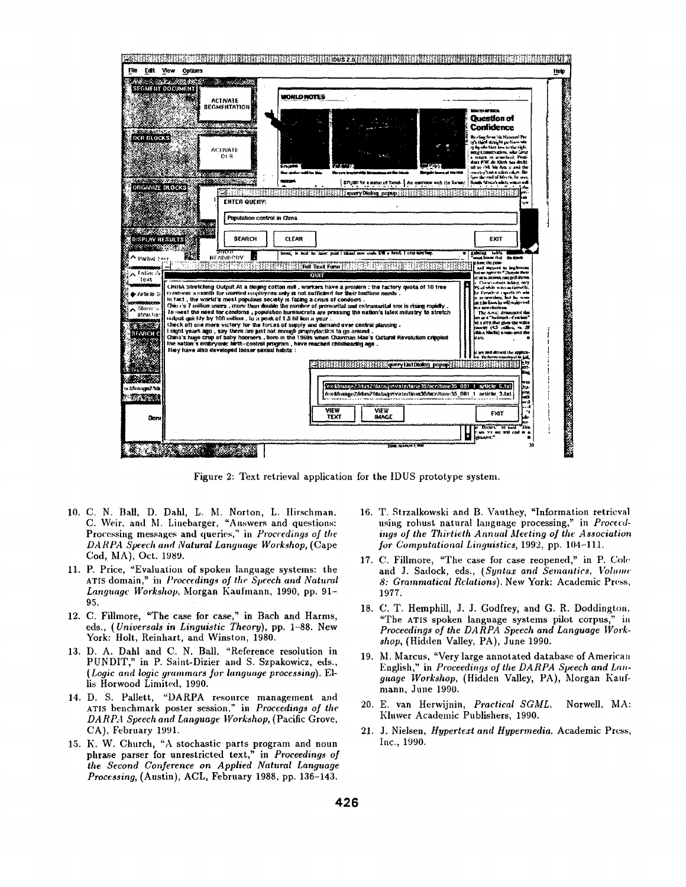Figure 2: Text retrieval application for the IDUS prototype system.

10. C. N. Ball, D. Dahl, L. M. Norton, L. Hirschman, C. Weir, and M. Linebarger, "Answers and questions: Processing messages and queries," in *Proceedings of the DARPA Speech and Natural Language Workshop*, (Cape Cod, MA), Oct. 1989.

11. P. Price, "Evaluation of spoken language systems: the ATIS domain," in *Proceedings of the Speech and Natural Language Workshop*, Morgan Kaufmann, 1990, pp. 91–95.

12. C. Fillmore, "The case for case," in Bach and Harms, eds., (*Universals in Linguistic Theory*), pp. 1–88. New York: Holt, Reinhart, and Winston, 1980.

13. D. A. Dahl and C. N. Ball, "Reference resolution in PUNDIT," in P. Saint-Dizier and S. Szpakowicz, eds., (*Logic and logic grammars for language processing*). Ellis Horwood Limited, 1990.

14. D. S. Pallett, "DARPA resource management and ATIS benchmark poster session," in *Proceedings of the DARPA Speech and Language Workshop*, (Pacific Grove, CA), February 1991.

15. K. W. Church, "A stochastic parts program and noun phrase parser for unrestricted text," in *Proceedings of the Second Conference on Applied Natural Language Processing*, (Austin), ACL, February 1988, pp. 136–143.

16. T. Strzalkowski and B. Vauthey, "Information retrieval using robust natural language processing," in *Proceedings of the Thirtieth Annual Meeting of the Association for Computational Linguistics*, 1992, pp. 104–111.

17. C. Fillmore, "The case for case reopened," in P. Cole and J. Sadock, eds., (*Syntax and Semantics, Volume 8: Grammatical Relations*). New York: Academic Press, 1977.

18. C. T. Hemphill, J. J. Godfrey, and G. R. Doddington, "The ATIS spoken language systems pilot corpus," in *Proceedings of the DARPA Speech and Language Workshop*, (Hidden Valley, PA), June 1990.

19. M. Marcus, "Very large annotated database of American English," in *Proceedings of the DARPA Speech and Language Workshop*, (Hidden Valley, PA), Morgan Kaufmann, June 1990.

20. E. van Herwijnin, *Practical SGML*. Norwell, MA: Kluwer Academic Publishers, 1990.

21. J. Nielsen, *Hypertext and Hypermedia*. Academic Press, Inc., 1990.